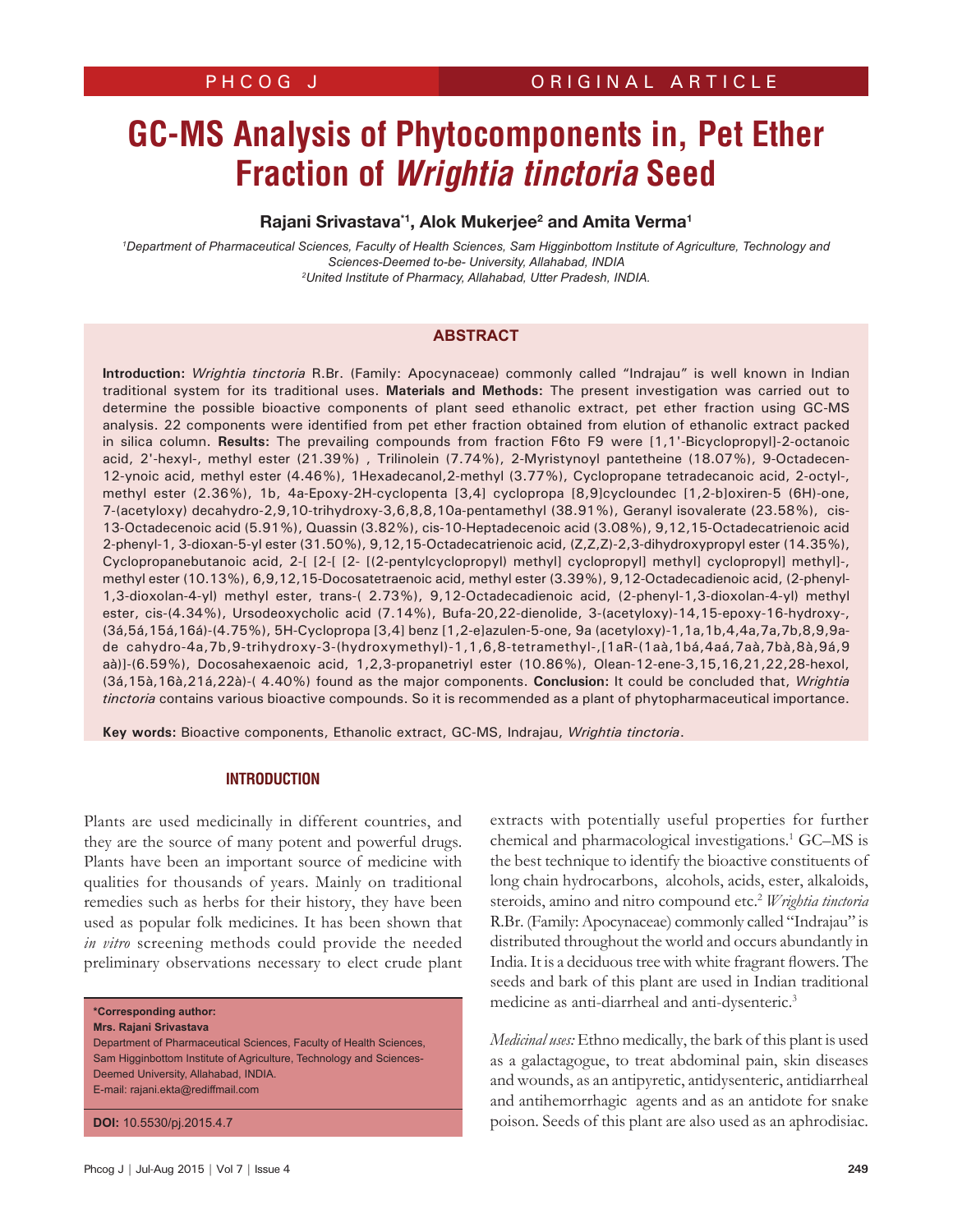PHCOG J | ORIGINAL ARTICLE

# GC-MS Analysis of Phytocomponents in, Pet Ether Fraction of *Wrightia tinctoria* Seed

**Rajani Srivastava[*1], Alok Mukerjee[2] and Amita Verma[1]**

[1]Department of Pharmaceutical Sciences, Faculty of Health Sciences, Sam Higginbottom Institute of Agriculture, Technology and Sciences-Deemed to-be- University, Allahabad, INDIA
[2]United Institute of Pharmacy, Allahabad, Utter Pradesh, INDIA.

## ABSTRACT

**Introduction:** *Wrightia tinctoria* R.Br. (Family: Apocynaceae) commonly called "Indrajau" is well known in Indian traditional system for its traditional uses. **Materials and Methods:** The present investigation was carried out to determine the possible bioactive components of plant seed ethanolic extract, pet ether fraction using GC-MS analysis. 22 components were identified from pet ether fraction obtained from elution of ethanolic extract packed in silica column. **Results:** The prevailing compounds from fraction F6to F9 were [1,1'-Bicyclopropyl]-2-octanoic acid, 2'-hexyl-, methyl ester (21.39%) , Trilinolein (7.74%), 2-Myristynoyl pantetheine (18.07%), 9-Octadecen-12-ynoic acid, methyl ester (4.46%), 1Hexadecanol,2-methyl (3.77%), Cyclopropane tetradecanoic acid, 2-octyl-, methyl ester (2.36%), 1b, 4a-Epoxy-2H-cyclopenta [3,4] cyclopropa [8,9]cycloundec [1,2-b]oxiren-5 (6H)-one, 7-(acetyloxy) decahydro-2,9,10-trihydroxy-3,6,8,8,10a-pentamethyl (38.91%), Geranyl isovalerate (23.58%), cis-13-Octadecenoic acid (5.91%), Quassin (3.82%), cis-10-Heptadecenoic acid (3.08%), 9,12,15-Octadecatrienoic acid 2-phenyl-1, 3-dioxan-5-yl ester (31.50%), 9,12,15-Octadecatrienoic acid, (Z,Z,Z)-2,3-dihydroxypropyl ester (14.35%), Cyclopropanebutanoic acid, 2-[ [2-[ [2- [(2-pentylcyclopropyl) methyl] cyclopropyl] methyl] cyclopropyl] methyl]-, methyl ester (10.13%), 6,9,12,15-Docosatetraenoic acid, methyl ester (3.39%), 9,12-Octadecadienoic acid, (2-phenyl-1,3-dioxolan-4-yl) methyl ester, trans-( 2.73%), 9,12-Octadecadienoic acid, (2-phenyl-1,3-dioxolan-4-yl) methyl ester, cis-(4.34%), Ursodeoxycholic acid (7.14%), Bufa-20,22-dienolide, 3-(acetyloxy)-14,15-epoxy-16-hydroxy-, (3á,5á,15á,16á)-(4.75%), 5H-Cyclopropa [3,4] benz [1,2-e]azulen-5-one, 9a (acetyloxy)-1,1a,1b,4,4a,7a,7b,8,9,9a-de cahydro-4a,7b,9-trihydroxy-3-(hydroxymethyl)-1,1,6,8-tetramethyl-,[1aR-(1aà,1bá,4aá,7aà,7bà,8à,9á,9 aà)]-(6.59%), Docosahexaenoic acid, 1,2,3-propanetriyl ester (10.86%), Olean-12-ene-3,15,16,21,22,28-hexol, (3á,15à,16à,21á,22à)-( 4.40%) found as the major components. **Conclusion:** It could be concluded that, *Wrightia tinctoria* contains various bioactive compounds. So it is recommended as a plant of phytopharmaceutical importance.

**Key words:** Bioactive components, Ethanolic extract, GC-MS, Indrajau, *Wrightia tinctoria*.

## INTRODUCTION

Plants are used medicinally in different countries, and they are the source of many potent and powerful drugs. Plants have been an important source of medicine with qualities for thousands of years. Mainly on traditional remedies such as herbs for their history, they have been used as popular folk medicines. It has been shown that *in vitro* screening methods could provide the needed preliminary observations necessary to elect crude plant extracts with potentially useful properties for further chemical and pharmacological investigations.[1] GC–MS is the best technique to identify the bioactive constituents of long chain hydrocarbons, alcohols, acids, ester, alkaloids, steroids, amino and nitro compound etc.[2] *Wrightia tinctoria* R.Br. (Family: Apocynaceae) commonly called "Indrajau" is distributed throughout the world and occurs abundantly in India. It is a deciduous tree with white fragrant flowers. The seeds and bark of this plant are used in Indian traditional medicine as anti-diarrheal and anti-dysenteric.[3]

*Medicinal uses:* Ethno medically, the bark of this plant is used as a galactagogue, to treat abdominal pain, skin diseases and wounds, as an antipyretic, antidysenteric, antidiarrheal and antihemorrhagic agents and as an antidote for snake poison. Seeds of this plant are also used as an aphrodisiac.

**\*Corresponding author:**
**Mrs. Rajani Srivastava**
Department of Pharmaceutical Sciences, Faculty of Health Sciences, Sam Higginbottom Institute of Agriculture, Technology and Sciences-Deemed University, Allahabad, INDIA.
E-mail: rajani.ekta@rediffmail.com

**DOI:** 10.5530/pj.2015.4.7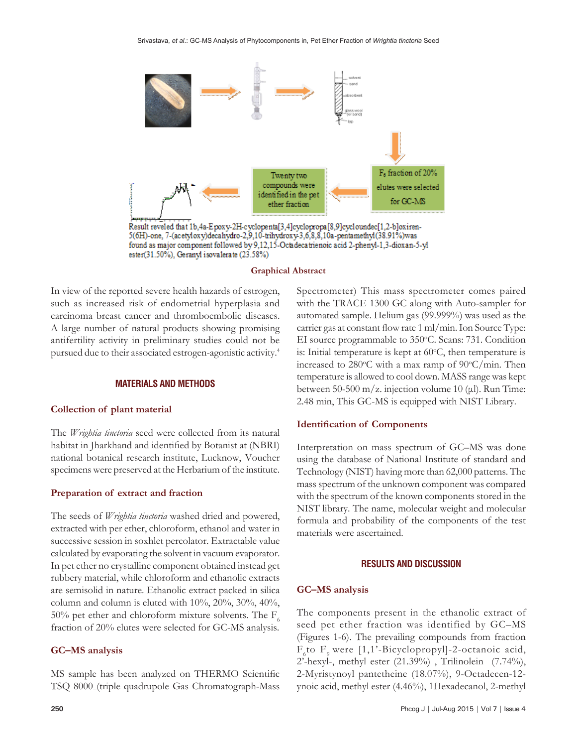Twenty two compounds were identified in the pet ether fraction

$F_6$ fraction of 20% elutes were selected for GC-MS

Result reveled that 1b,4a-Epoxy-2H-cyclopenta[3,4]cyclopropa[8,9]cycloundec[1,2-b]oxiren-5(6H)-one, 7-(acetyloxy)decahydro-2,9,10-trihydroxy-3,6,8,8,10a-pentamethyl(38.91%)was found as major component followed by 9,12,15-Octadecatrienoic acid 2-phenyl-1,3-dioxan-5-yl ester(31.50%), Geranyl isovalerate (23.58%)

**Graphical Abstract**

In view of the reported severe health hazards of estrogen, such as increased risk of endometrial hyperplasia and carcinoma breast cancer and thromboembolic diseases. A large number of natural products showing promising antifertility activity in preliminary studies could not be pursued due to their associated estrogen-agonistic activity.[4]

## MATERIALS AND METHODS

### Collection of plant material

The *Wrightia tinctoria* seed were collected from its natural habitat in Jharkhand and identified by Botanist at (NBRI) national botanical research institute, Lucknow, Voucher specimens were preserved at the Herbarium of the institute.

### Preparation of extract and fraction

The seeds of *Wrightia tinctoria* washed dried and powered, extracted with per ether, chloroform, ethanol and water in successive session in soxhlet percolator. Extractable value calculated by evaporating the solvent in vacuum evaporator. In pet ether no crystalline component obtained instead get rubbery material, while chloroform and ethanolic extracts are semisolid in nature. Ethanolic extract packed in silica column and column is eluted with 10%, 20%, 30%, 40%, 50% pet ether and chloroform mixture solvents. The $F_6$ fraction of 20% elutes were selected for GC-MS analysis.

### GC–MS analysis

MS sample has been analyzed on THERMO Scientific TSQ 8000_(triple quadrupole Gas Chromatograph-Mass Spectrometer) This mass spectrometer comes paired with the TRACE 1300 GC along with Auto-sampler for automated sample. Helium gas (99.999%) was used as the carrier gas at constant flow rate 1 ml/min. Ion Source Type: EI source programmable to 350°C. Scans: 731. Condition is: Initial temperature is kept at 60°C, then temperature is increased to 280°C with a max ramp of 90°C/min. Then temperature is allowed to cool down. MASS range was kept between 50-500 m/z. injection volume 10 (μl). Run Time: 2.48 min, This GC-MS is equipped with NIST Library.

### Identification of Components

Interpretation on mass spectrum of GC–MS was done using the database of National Institute of standard and Technology (NIST) having more than 62,000 patterns. The mass spectrum of the unknown component was compared with the spectrum of the known components stored in the NIST library. The name, molecular weight and molecular formula and probability of the components of the test materials were ascertained.

## RESULTS AND DISCUSSION

### GC–MS analysis

The components present in the ethanolic extract of seed pet ether fraction was identified by GC–MS (Figures 1-6). The prevailing compounds from fraction $F_6$ to $F_9$ were [1,1'-Bicyclopropyl]-2-octanoic acid, 2'-hexyl-, methyl ester (21.39%) , Trilinolein (7.74%), 2-Myristynoyl pantetheine (18.07%), 9-Octadecen-12-ynoic acid, methyl ester (4.46%), 1Hexadecanol, 2-methyl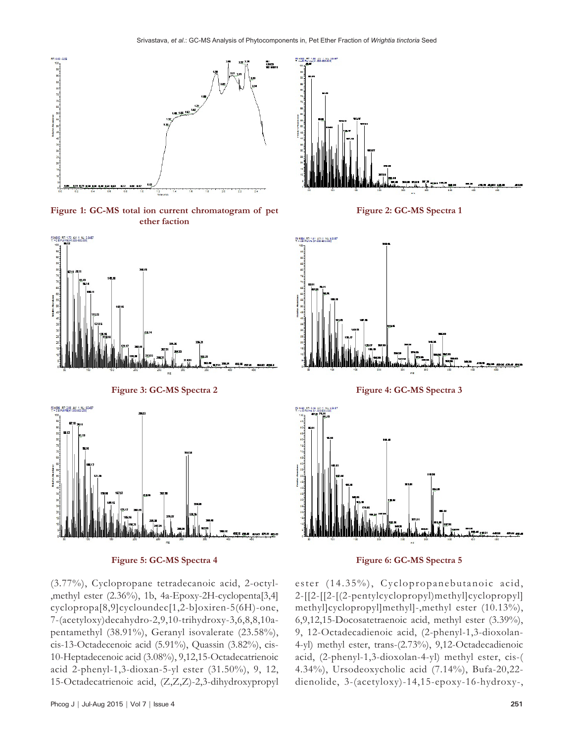Figure 1: GC-MS total ion current chromatogram of pet ether faction

Figure 2: GC-MS Spectra 1

Figure 3: GC-MS Spectra 2

Figure 4: GC-MS Spectra 3

Figure 5: GC-MS Spectra 4

Figure 6: GC-MS Spectra 5

(3.77%), Cyclopropane tetradecanoic acid, 2-octyl-,methyl ester (2.36%), 1b, 4a-Epoxy-2H-cyclopenta[3,4]cyclopropa[8,9]cycloundec[1,2-b]oxiren-5(6H)-one, 7-(acetyloxy)decahydro-2,9,10-trihydroxy-3,6,8,8,10a-pentamethyl (38.91%), Geranyl isovalerate (23.58%), cis-13-Octadecenoic acid (5.91%), Quassin (3.82%), cis-10-Heptadecenoic acid (3.08%), 9,12,15-Octadecatrienoic acid 2-phenyl-1,3-dioxan-5-yl ester (31.50%), 9, 12, 15-Octadecatrienoic acid, (Z,Z,Z)-2,3-dihydroxypropyl ester (14.35%), Cyclopropanebutanoic acid, 2-[[2-[[2-[(2-pentylcyclopropyl)methyl]cyclopropyl]methyl]cyclopropyl]methyl]-,methyl ester (10.13%), 6,9,12,15-Docosatetraenoic acid, methyl ester (3.39%), 9, 12-Octadecadienoic acid, (2-phenyl-1,3-dioxolan-4-yl) methyl ester, trans-(2.73%), 9,12-Octadecadienoic acid, (2-phenyl-1,3-dioxolan-4-yl) methyl ester, cis-( 4.34%), Ursodeoxycholic acid (7.14%), Bufa-20,22-dienolide, 3-(acetyloxy)-14,15-epoxy-16-hydroxy-,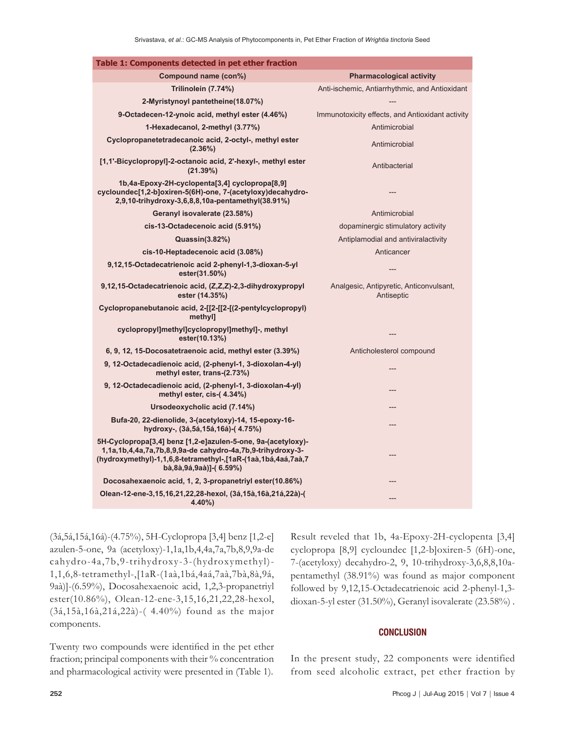**Table 1: Components detected in pet ether fraction**

| Compound name (con%) | Pharmacological activity |
|---|---|
| Trilinolein (7.74%) | Anti-ischemic, Antiarrhythmic, and Antioxidant |
| 2-Myristynoyl pantetheine(18.07%) | --- |
| 9-Octadecen-12-ynoic acid, methyl ester (4.46%) | Immunotoxicity effects, and Antioxidant activity |
| 1-Hexadecanol, 2-methyl (3.77%) | Antimicrobial |
| Cyclopropanetetradecanoic acid, 2-octyl-, methyl ester (2.36%) | Antimicrobial |
| [1,1'-Bicyclopropyl]-2-octanoic acid, 2'-hexyl-, methyl ester (21.39%) | Antibacterial |
| 1b,4a-Epoxy-2H-cyclopenta[3,4] cyclopropa[8,9] cycloundec[1,2-b]oxiren-5(6H)-one, 7-(acetyloxy)decahydro-2,9,10-trihydroxy-3,6,8,8,10a-pentamethyl(38.91%) | --- |
| Geranyl isovalerate (23.58%) | Antimicrobial |
| cis-13-Octadecenoic acid (5.91%) | dopaminergic stimulatory activity |
| Quassin(3.82%) | Antiplamodial and antiviralactivity |
| cis-10-Heptadecenoic acid (3.08%) | Anticancer |
| 9,12,15-Octadecatrienoic acid 2-phenyl-1,3-dioxan-5-yl ester(31.50%) | --- |
| 9,12,15-Octadecatrienoic acid, (Z,Z,Z)-2,3-dihydroxypropyl ester (14.35%) | Analgesic, Antipyretic, Anticonvulsant, Antiseptic |
| Cyclopropanebutanoic acid, 2-[[2-[[2-[(2-pentylcyclopropyl) methyl] cyclopropyl]methyl]cyclopropyl]methyl]-, methyl ester(10.13%) | --- |
| 6, 9, 12, 15-Docosatetraenoic acid, methyl ester (3.39%) | Anticholesterol compound |
| 9, 12-Octadecadienoic acid, (2-phenyl-1, 3-dioxolan-4-yl) methyl ester, trans-(2.73%) | --- |
| 9, 12-Octadecadienoic acid, (2-phenyl-1, 3-dioxolan-4-yl) methyl ester, cis-( 4.34%) | --- |
| Ursodeoxycholic acid (7.14%) | --- |
| Bufa-20, 22-dienolide, 3-(acetyloxy)-14, 15-epoxy-16-hydroxy-, (3á,5á,15á,16á)-( 4.75%) | --- |
| 5H-Cyclopropa[3,4] benz [1,2-e]azulen-5-one, 9a-(acetyloxy)-1,1a,1b,4,4a,7a,7b,8,9,9a-de cahydro-4a,7b,9-trihydroxy-3-(hydroxymethyl)-1,1,6,8-tetramethyl-,[1aR-(1aà,1bá,4aá,7aà,7bà,8à,9á,9aà)]-( 6.59%) | --- |
| Docosahexaenoic acid, 1, 2, 3-propanetriyl ester(10.86%) | --- |
| Olean-12-ene-3,15,16,21,22,28-hexol, (3á,15à,16à,21á,22à)-( 4.40%) | --- |

(3á,5á,15á,16á)-(4.75%), 5H-Cyclopropa [3,4] benz [1,2-e] azulen-5-one, 9a (acetyloxy)-1,1a,1b,4,4a,7a,7b,8,9,9a-de cahydro-4a,7b,9-trihydroxy-3-(hydroxymethyl)-1,1,6,8-tetramethyl-,[1aR-(1aà,1bá,4aá,7aà,7bà,8à,9á, 9aà)]-(6.59%), Docosahexaenoic acid, 1,2,3-propanetriyl ester(10.86%), Olean-12-ene-3,15,16,21,22,28-hexol, (3á,15à,16à,21á,22à)-( 4.40%) found as the major components.

Twenty two compounds were identified in the pet ether fraction; principal components with their % concentration and pharmacological activity were presented in (Table 1). Result reveled that 1b, 4a-Epoxy-2H-cyclopenta [3,4] cyclopropa [8,9] cycloundec [1,2-b]oxiren-5 (6H)-one, 7-(acetyloxy) decahydro-2, 9, 10-trihydroxy-3,6,8,8,10a-pentamethyl (38.91%) was found as major component followed by 9,12,15-Octadecatrienoic acid 2-phenyl-1,3-dioxan-5-yl ester (31.50%), Geranyl isovalerate (23.58%) .

## CONCLUSION

In the present study, 22 components were identified from seed alcoholic extract, pet ether fraction by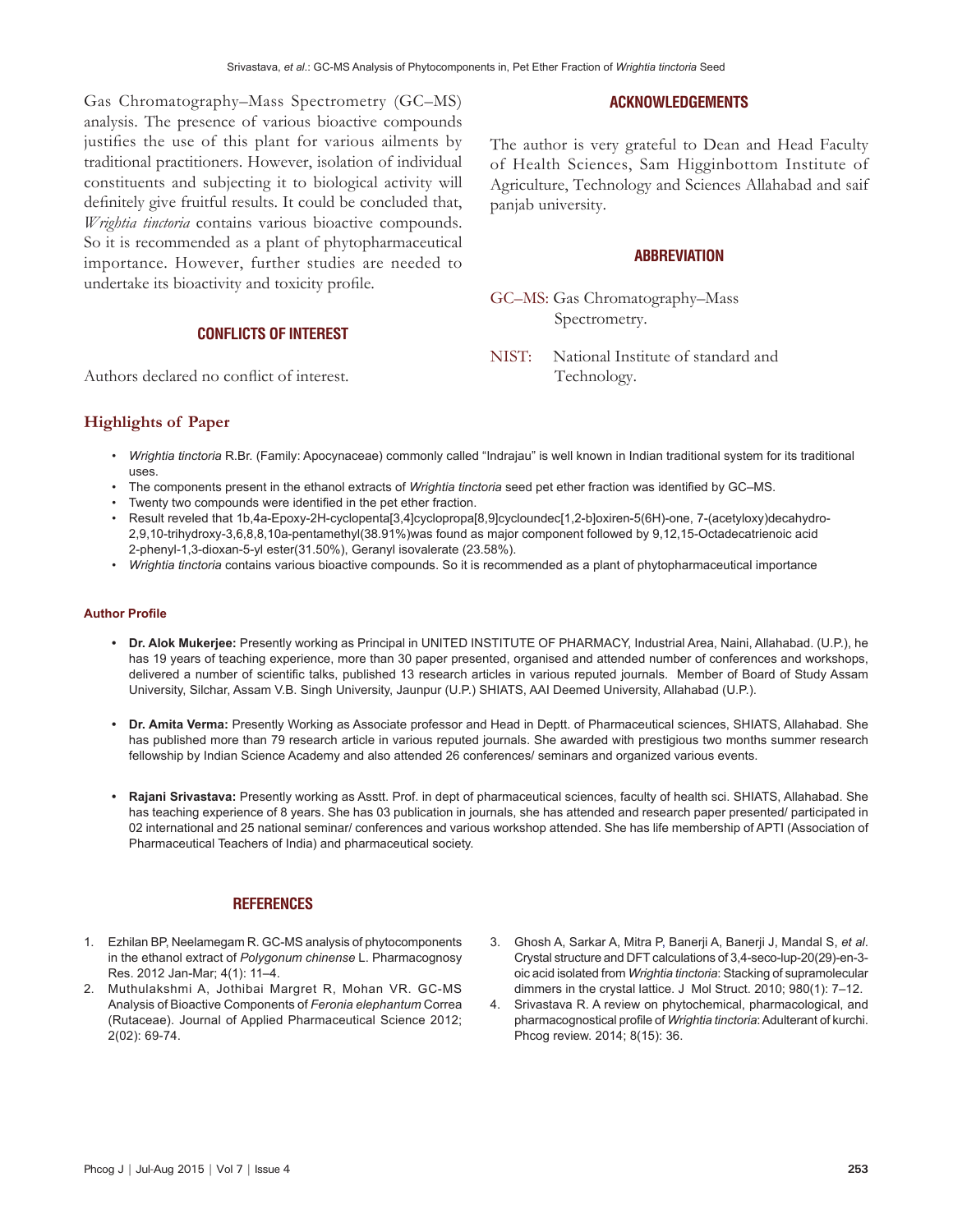Gas Chromatography–Mass Spectrometry (GC–MS) analysis. The presence of various bioactive compounds justifies the use of this plant for various ailments by traditional practitioners. However, isolation of individual constituents and subjecting it to biological activity will definitely give fruitful results. It could be concluded that, *Wrightia tinctoria* contains various bioactive compounds. So it is recommended as a plant of phytopharmaceutical importance. However, further studies are needed to undertake its bioactivity and toxicity profile.

## CONFLICTS OF INTEREST

Authors declared no conflict of interest.

## ACKNOWLEDGEMENTS

The author is very grateful to Dean and Head Faculty of Health Sciences, Sam Higginbottom Institute of Agriculture, Technology and Sciences Allahabad and saif panjab university.

## ABBREVIATION

GC–MS: Gas Chromatography–Mass Spectrometry.

NIST: National Institute of standard and Technology.

## Highlights of Paper

- *Wrightia tinctoria* R.Br. (Family: Apocynaceae) commonly called "Indrajau" is well known in Indian traditional system for its traditional uses.
- The components present in the ethanol extracts of *Wrightia tinctoria* seed pet ether fraction was identified by GC–MS.
- Twenty two compounds were identified in the pet ether fraction.
- Result reveled that 1b,4a-Epoxy-2H-cyclopenta[3,4]cyclopropa[8,9]cycloundec[1,2-b]oxiren-5(6H)-one, 7-(acetyloxy)decahydro-2,9,10-trihydroxy-3,6,8,8,10a-pentamethyl(38.91%)was found as major component followed by 9,12,15-Octadecatrienoic acid 2-phenyl-1,3-dioxan-5-yl ester(31.50%), Geranyl isovalerate (23.58%).
- *Wrightia tinctoria* contains various bioactive compounds. So it is recommended as a plant of phytopharmaceutical importance

### Author Profile

- **Dr. Alok Mukerjee:** Presently working as Principal in UNITED INSTITUTE OF PHARMACY, Industrial Area, Naini, Allahabad. (U.P.), he has 19 years of teaching experience, more than 30 paper presented, organised and attended number of conferences and workshops, delivered a number of scientific talks, published 13 research articles in various reputed journals. Member of Board of Study Assam University, Silchar, Assam V.B. Singh University, Jaunpur (U.P.) SHIATS, AAI Deemed University, Allahabad (U.P.).

- **Dr. Amita Verma:** Presently Working as Associate professor and Head in Deptt. of Pharmaceutical sciences, SHIATS, Allahabad. She has published more than 79 research article in various reputed journals. She awarded with prestigious two months summer research fellowship by Indian Science Academy and also attended 26 conferences/ seminars and organized various events.

- **Rajani Srivastava:** Presently working as Asstt. Prof. in dept of pharmaceutical sciences, faculty of health sci. SHIATS, Allahabad. She has teaching experience of 8 years. She has 03 publication in journals, she has attended and research paper presented/ participated in 02 international and 25 national seminar/ conferences and various workshop attended. She has life membership of APTI (Association of Pharmaceutical Teachers of India) and pharmaceutical society.

## REFERENCES

1. Ezhilan BP, Neelamegam R. GC-MS analysis of phytocomponents in the ethanol extract of *Polygonum chinense* L. Pharmacognosy Res. 2012 Jan-Mar; 4(1): 11–4.
2. Muthulakshmi A, Jothibai Margret R, Mohan VR. GC-MS Analysis of Bioactive Components of *Feronia elephantum* Correa (Rutaceae). Journal of Applied Pharmaceutical Science 2012; 2(02): 69-74.
3. Ghosh A, Sarkar A, Mitra P, Banerji A, Banerji J, Mandal S, *et al*. Crystal structure and DFT calculations of 3,4-seco-lup-20(29)-en-3-oic acid isolated from *Wrightia tinctoria*: Stacking of supramolecular dimmers in the crystal lattice. J Mol Struct. 2010; 980(1): 7–12.
4. Srivastava R. A review on phytochemical, pharmacological, and pharmacognostical profile of *Wrightia tinctoria*: Adulterant of kurchi. Phcog review. 2014; 8(15): 36.